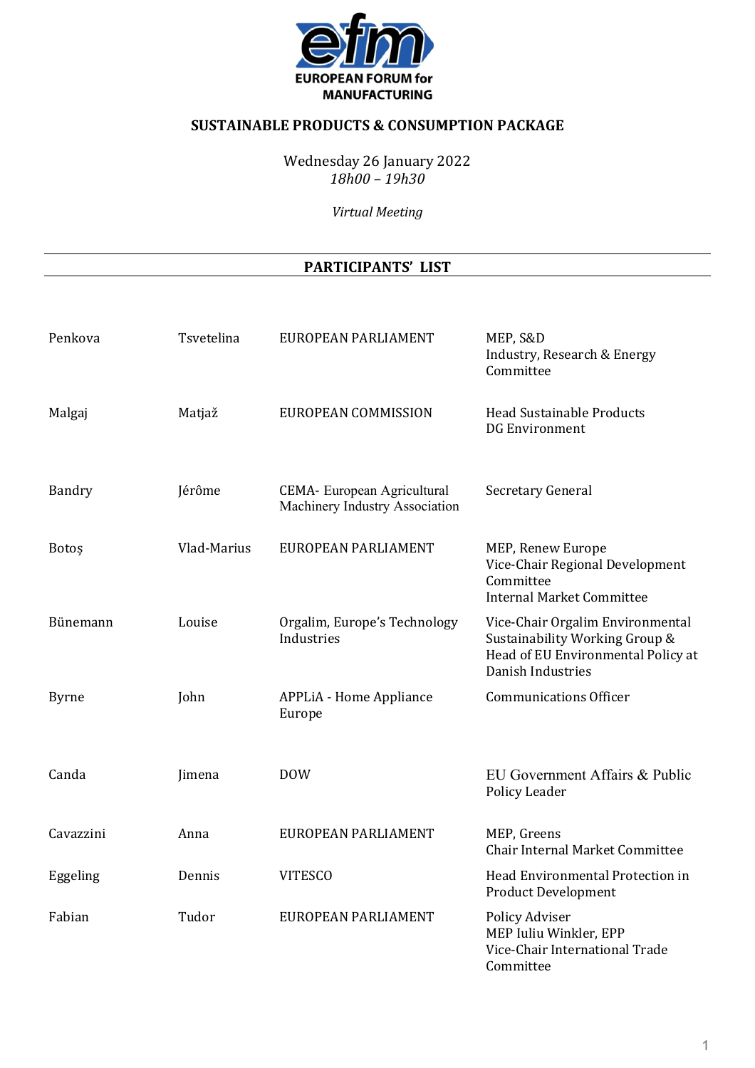**EUROPEAN FORUM for MANUFACTURING**

## SUSTAINABLE PRODUCTS & CONSUMPTION PACKAGE

Wednesday 26 January 2022
*18h00 – 19h30*

*Virtual Meeting*

## PARTICIPANTS' LIST

| | | | |
|---|---|---|---|
| Penkova | Tsvetelina | EUROPEAN PARLIAMENT | MEP, S&D<br>Industry, Research & Energy Committee |
| Malgaj | Matjaž | EUROPEAN COMMISSION | Head Sustainable Products<br>DG Environment |
| Bandry | Jérôme | CEMA- European Agricultural Machinery Industry Association | Secretary General |
| Botoș | Vlad-Marius | EUROPEAN PARLIAMENT | MEP, Renew Europe<br>Vice-Chair Regional Development Committee<br>Internal Market Committee |
| Bünemann | Louise | Orgalim, Europe's Technology Industries | Vice-Chair Orgalim Environmental Sustainability Working Group & Head of EU Environmental Policy at Danish Industries |
| Byrne | John | APPLiA - Home Appliance Europe | Communications Officer |
| Canda | Jimena | DOW | EU Government Affairs & Public Policy Leader |
| Cavazzini | Anna | EUROPEAN PARLIAMENT | MEP, Greens<br>Chair Internal Market Committee |
| Eggeling | Dennis | VITESCO | Head Environmental Protection in Product Development |
| Fabian | Tudor | EUROPEAN PARLIAMENT | Policy Adviser<br>MEP Iuliu Winkler, EPP<br>Vice-Chair International Trade Committee |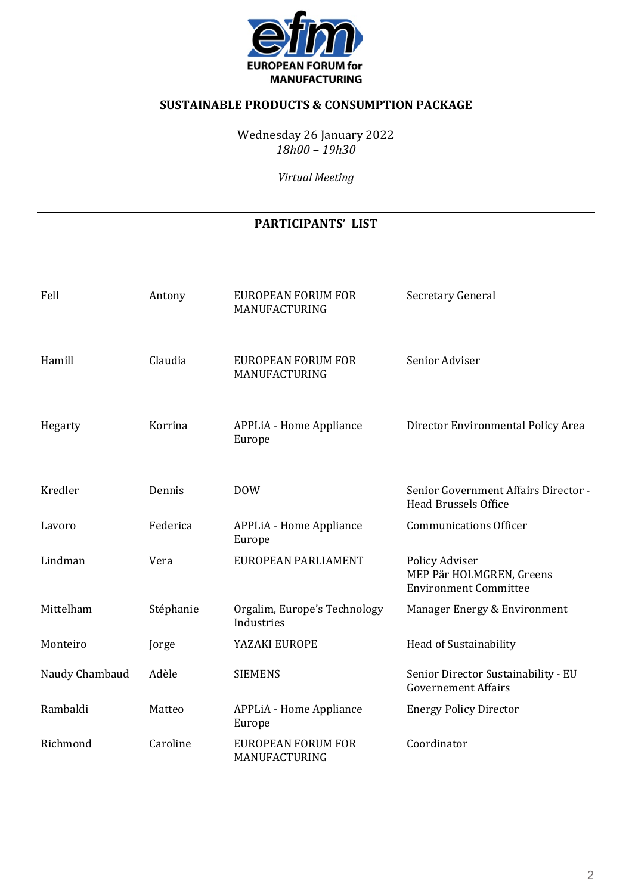EUROPEAN FORUM for MANUFACTURING

## SUSTAINABLE PRODUCTS & CONSUMPTION PACKAGE

Wednesday 26 January 2022
*18h00 – 19h30*

*Virtual Meeting*

## PARTICIPANTS' LIST

| | | | |
|---|---|---|---|
| Fell | Antony | EUROPEAN FORUM FOR MANUFACTURING | Secretary General |
| Hamill | Claudia | EUROPEAN FORUM FOR MANUFACTURING | Senior Adviser |
| Hegarty | Korrina | APPLiA - Home Appliance Europe | Director Environmental Policy Area |
| Kredler | Dennis | DOW | Senior Government Affairs Director - Head Brussels Office |
| Lavoro | Federica | APPLiA - Home Appliance Europe | Communications Officer |
| Lindman | Vera | EUROPEAN PARLIAMENT | Policy Adviser<br>MEP Pär HOLMGREN, Greens<br>Environment Committee |
| Mittelham | Stéphanie | Orgalim, Europe's Technology Industries | Manager Energy & Environment |
| Monteiro | Jorge | YAZAKI EUROPE | Head of Sustainability |
| Naudy Chambaud | Adèle | SIEMENS | Senior Director Sustainability - EU Governement Affairs |
| Rambaldi | Matteo | APPLiA - Home Appliance Europe | Energy Policy Director |
| Richmond | Caroline | EUROPEAN FORUM FOR MANUFACTURING | Coordinator |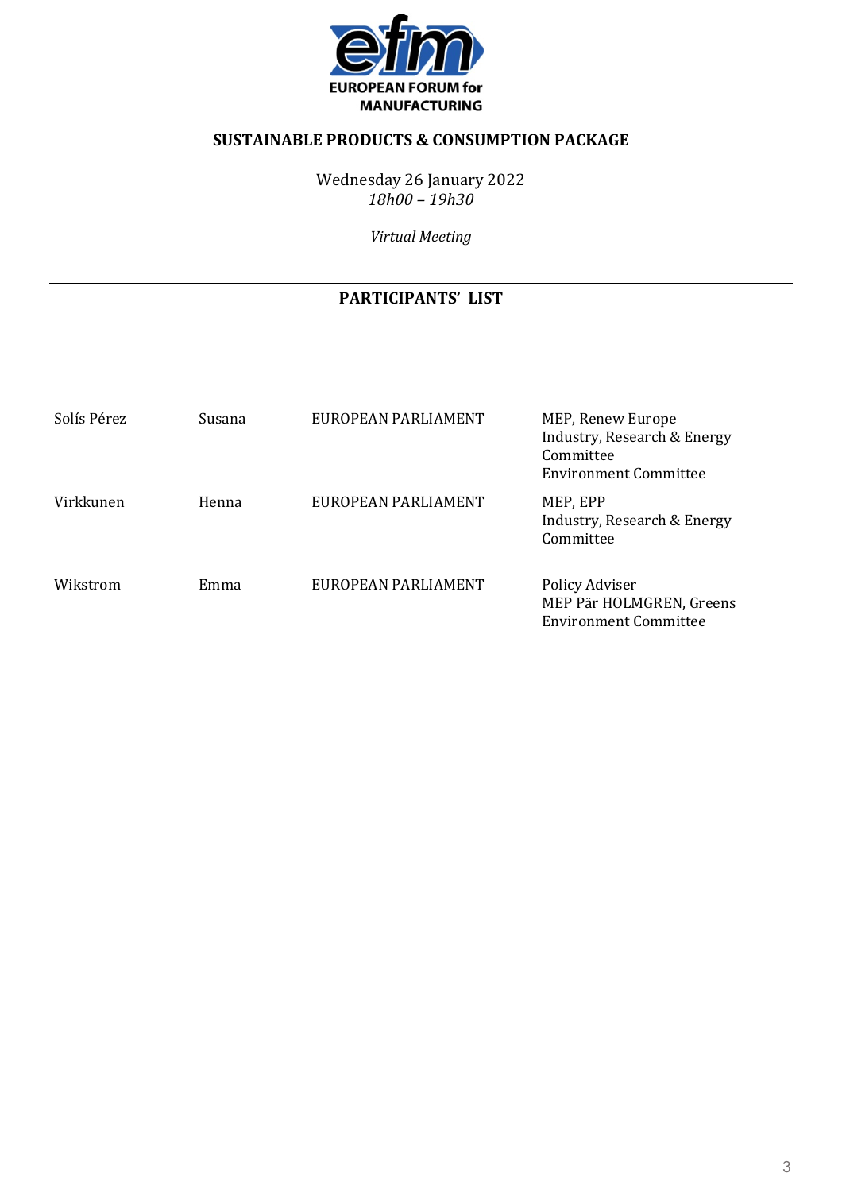**EUROPEAN FORUM for MANUFACTURING**

## SUSTAINABLE PRODUCTS & CONSUMPTION PACKAGE

Wednesday 26 January 2022
*18h00 – 19h30*

*Virtual Meeting*

## PARTICIPANTS' LIST

| | | | |
|---|---|---|---|
| Solís Pérez | Susana | EUROPEAN PARLIAMENT | MEP, Renew Europe<br>Industry, Research & Energy Committee<br>Environment Committee |
| Virkkunen | Henna | EUROPEAN PARLIAMENT | MEP, EPP<br>Industry, Research & Energy Committee |
| Wikstrom | Emma | EUROPEAN PARLIAMENT | Policy Adviser<br>MEP Pär HOLMGREN, Greens<br>Environment Committee |